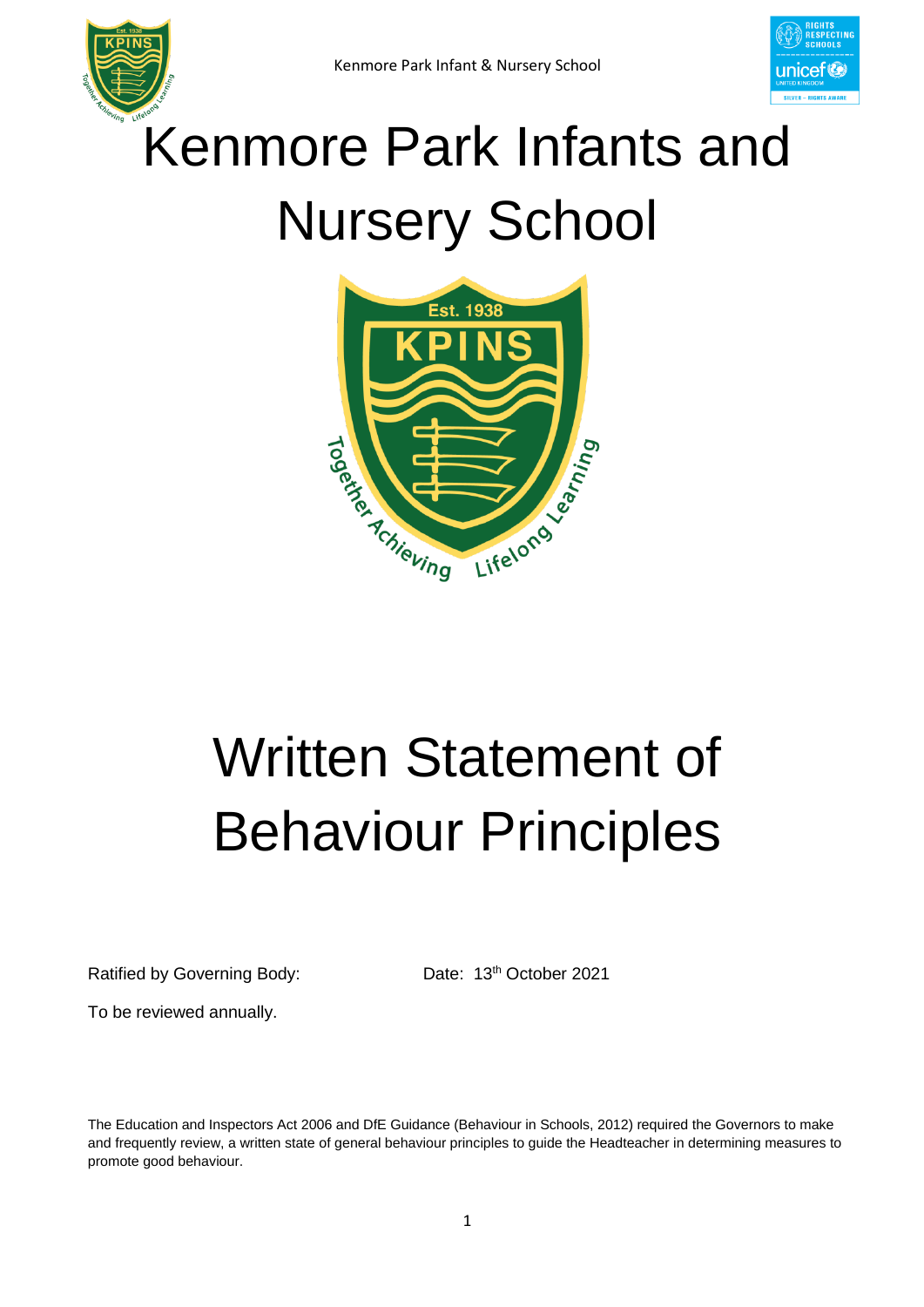# Kenmore Park Infants and Nursery School

# Written Statement of Behaviour Principles

Ratified by Governing Body: Date: 13th October 2021

To be reviewed annually.

The Education and Inspectors Act 2006 and DfE Guidance (Behaviour in Schools, 2012) required the Governors to make and frequently review, a written state of general behaviour principles to guide the Headteacher in determining measures to promote good behaviour.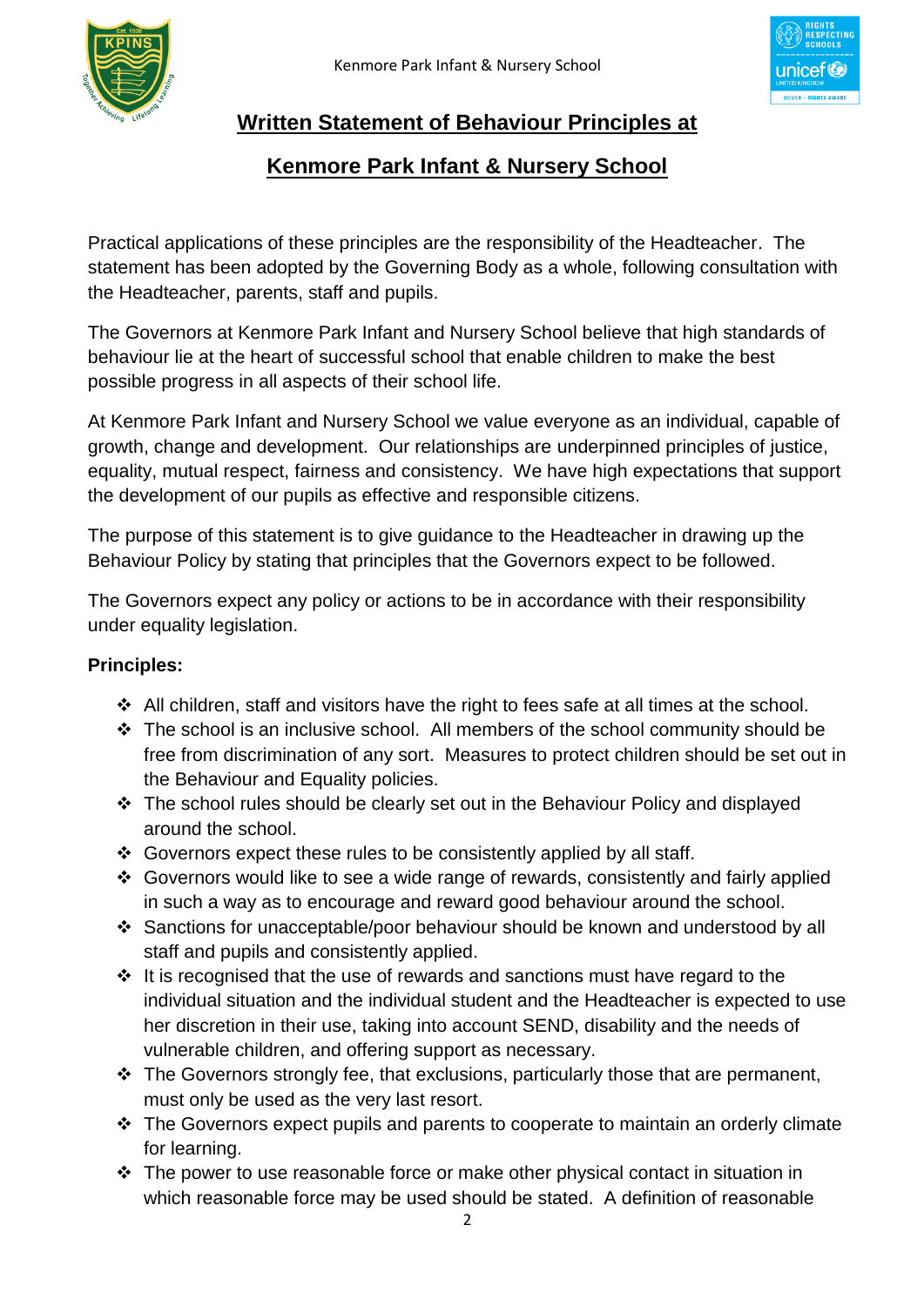# Written Statement of Behaviour Principles at

# Kenmore Park Infant & Nursery School

Practical applications of these principles are the responsibility of the Headteacher. The statement has been adopted by the Governing Body as a whole, following consultation with the Headteacher, parents, staff and pupils.

The Governors at Kenmore Park Infant and Nursery School believe that high standards of behaviour lie at the heart of successful school that enable children to make the best possible progress in all aspects of their school life.

At Kenmore Park Infant and Nursery School we value everyone as an individual, capable of growth, change and development. Our relationships are underpinned principles of justice, equality, mutual respect, fairness and consistency. We have high expectations that support the development of our pupils as effective and responsible citizens.

The purpose of this statement is to give guidance to the Headteacher in drawing up the Behaviour Policy by stating that principles that the Governors expect to be followed.

The Governors expect any policy or actions to be in accordance with their responsibility under equality legislation.

**Principles:**

- All children, staff and visitors have the right to fees safe at all times at the school.
- The school is an inclusive school. All members of the school community should be free from discrimination of any sort. Measures to protect children should be set out in the Behaviour and Equality policies.
- The school rules should be clearly set out in the Behaviour Policy and displayed around the school.
- Governors expect these rules to be consistently applied by all staff.
- Governors would like to see a wide range of rewards, consistently and fairly applied in such a way as to encourage and reward good behaviour around the school.
- Sanctions for unacceptable/poor behaviour should be known and understood by all staff and pupils and consistently applied.
- It is recognised that the use of rewards and sanctions must have regard to the individual situation and the individual student and the Headteacher is expected to use her discretion in their use, taking into account SEND, disability and the needs of vulnerable children, and offering support as necessary.
- The Governors strongly fee, that exclusions, particularly those that are permanent, must only be used as the very last resort.
- The Governors expect pupils and parents to cooperate to maintain an orderly climate for learning.
- The power to use reasonable force or make other physical contact in situation in which reasonable force may be used should be stated. A definition of reasonable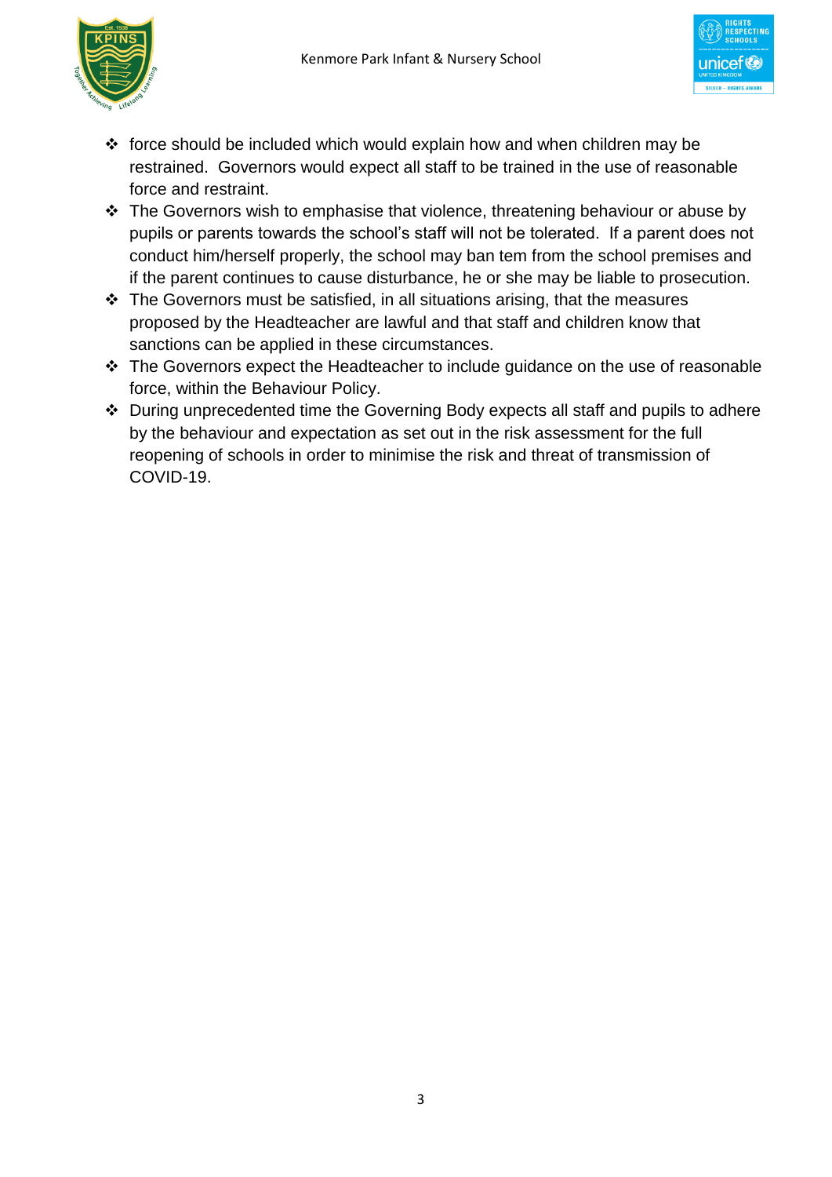- force should be included which would explain how and when children may be restrained. Governors would expect all staff to be trained in the use of reasonable force and restraint.
- The Governors wish to emphasise that violence, threatening behaviour or abuse by pupils or parents towards the school's staff will not be tolerated. If a parent does not conduct him/herself properly, the school may ban tem from the school premises and if the parent continues to cause disturbance, he or she may be liable to prosecution.
- The Governors must be satisfied, in all situations arising, that the measures proposed by the Headteacher are lawful and that staff and children know that sanctions can be applied in these circumstances.
- The Governors expect the Headteacher to include guidance on the use of reasonable force, within the Behaviour Policy.
- During unprecedented time the Governing Body expects all staff and pupils to adhere by the behaviour and expectation as set out in the risk assessment for the full reopening of schools in order to minimise the risk and threat of transmission of COVID-19.